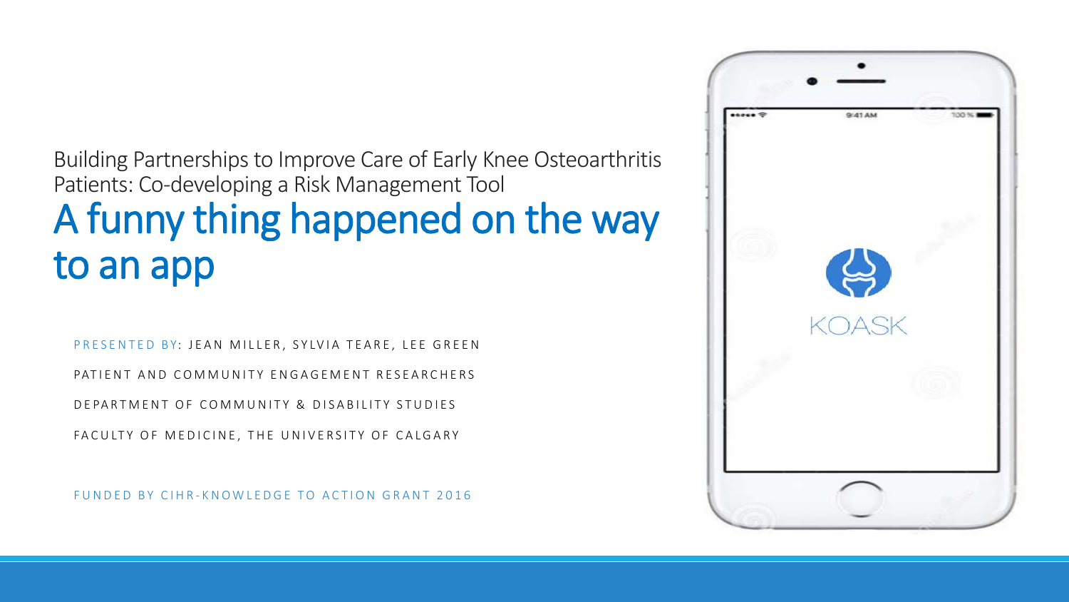Building Partnerships to Improve Care of Early Knee Osteoarthritis Patients: Co-developing a Risk Management Tool

# A funny thing happened on the way to an app

PRESENTED BY: JEAN MILLER, SYLVIA TEARE, LEE GREEN

PATIENT AND COMMUNITY ENGAGEMENT RESEARCHERS

DEPARTMENT OF COMMUNITY & DISABILITY STUDIES

FACULTY OF MEDICINE, THE UNIVERSITY OF CALGARY

FUNDED BY CIHR-KNOWLEDGE TO ACTION GRANT 2016

9:41 AM

100 %

KOASK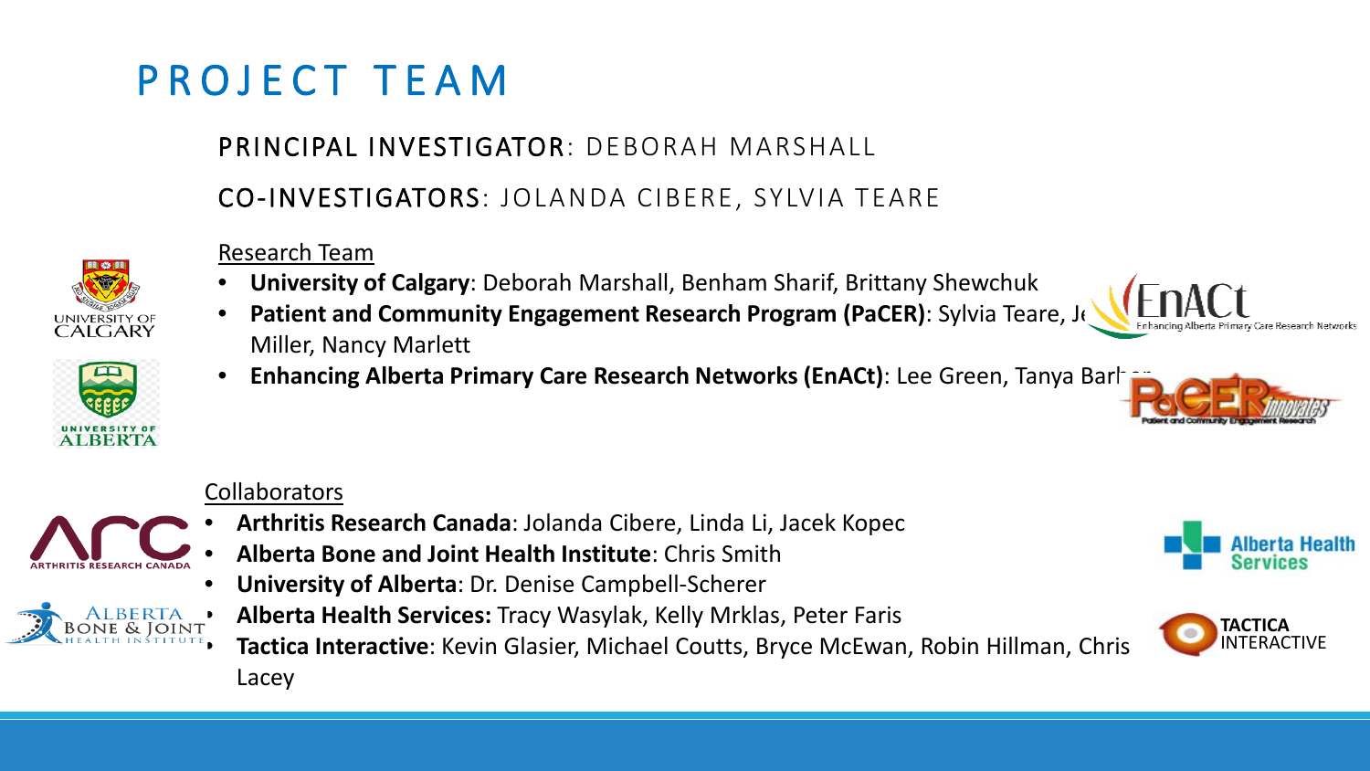# PROJECT TEAM

## PRINCIPAL INVESTIGATOR: DEBORAH MARSHALL

## CO-INVESTIGATORS: JOLANDA CIBERE, SYLVIA TEARE

Research Team

- **University of Calgary**: Deborah Marshall, Benham Sharif, Brittany Shewchuk
- **Patient and Community Engagement Research Program (PaCER)**: Sylvia Teare, Je Miller, Nancy Marlett
- **Enhancing Alberta Primary Care Research Networks (EnACt)**: Lee Green, Tanya Barber

Collaborators

- **Arthritis Research Canada**: Jolanda Cibere, Linda Li, Jacek Kopec
- **Alberta Bone and Joint Health Institute**: Chris Smith
- **University of Alberta**: Dr. Denise Campbell-Scherer
- **Alberta Health Services:** Tracy Wasylak, Kelly Mrklas, Peter Faris
- **Tactica Interactive**: Kevin Glasier, Michael Coutts, Bryce McEwan, Robin Hillman, Chris Lacey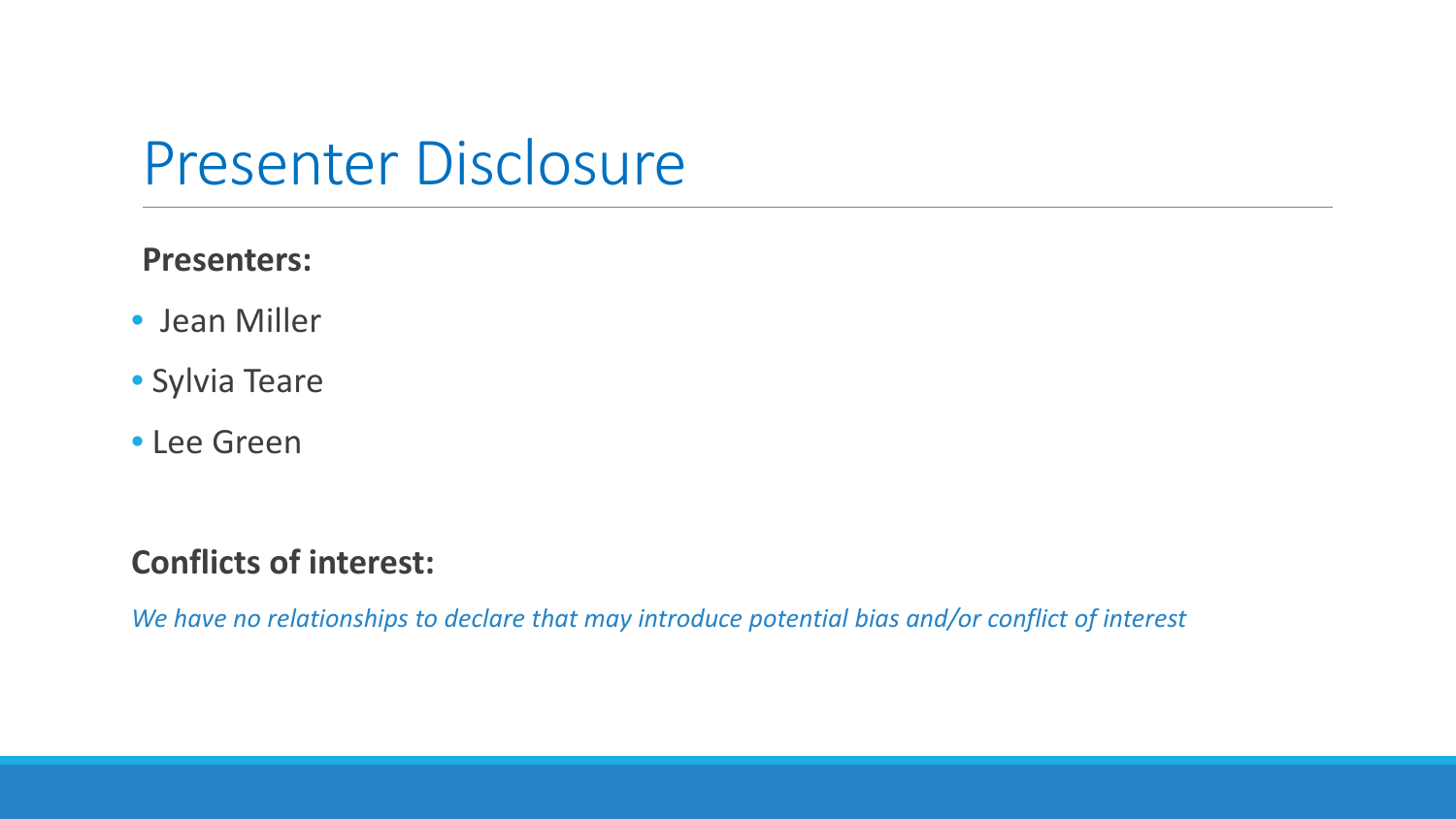# Presenter Disclosure

**Presenters:**

- Jean Miller
- Sylvia Teare
- Lee Green

**Conflicts of interest:**

*We have no relationships to declare that may introduce potential bias and/or conflict of interest*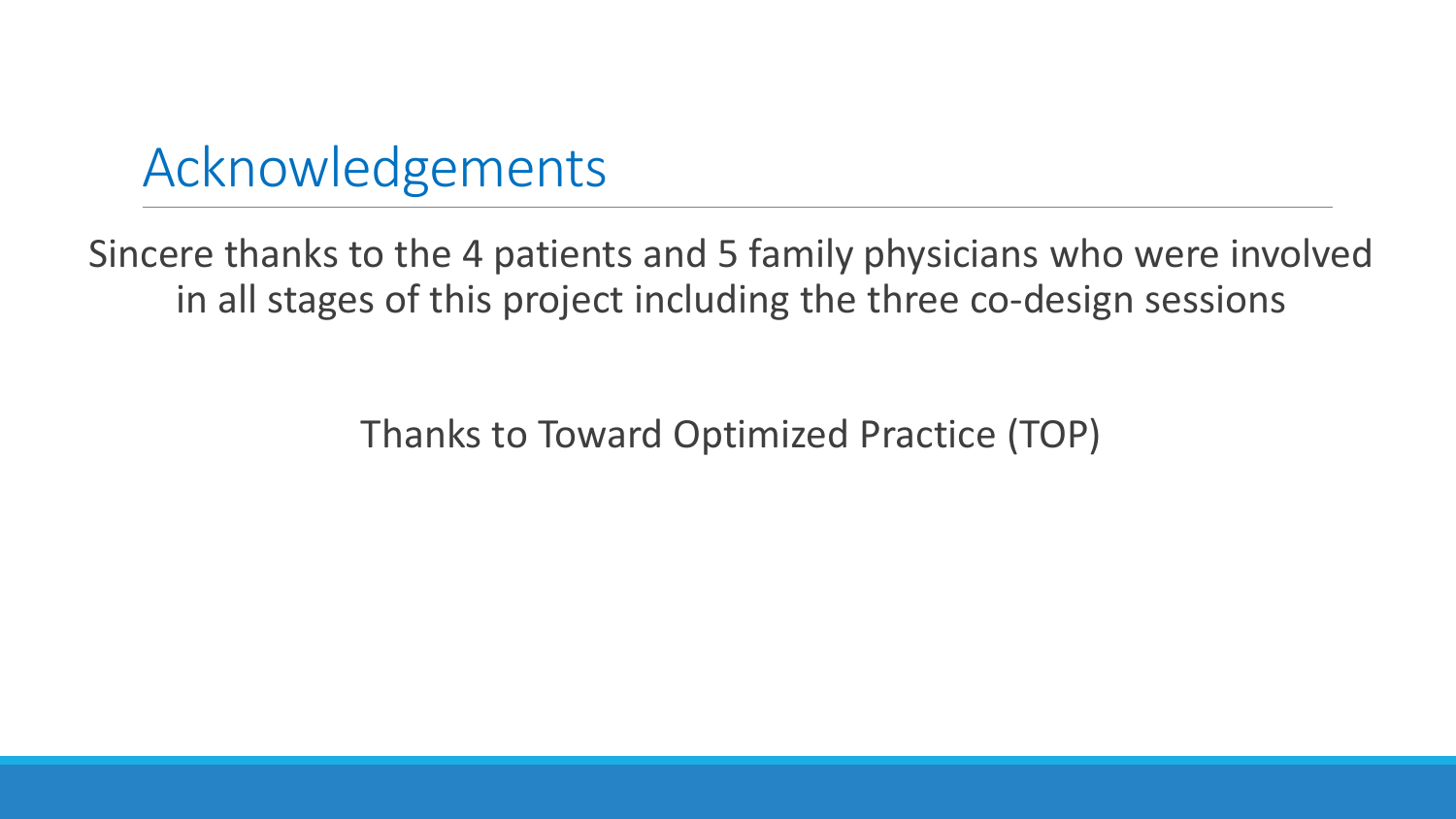# Acknowledgements

Sincere thanks to the 4 patients and 5 family physicians who were involved in all stages of this project including the three co-design sessions

Thanks to Toward Optimized Practice (TOP)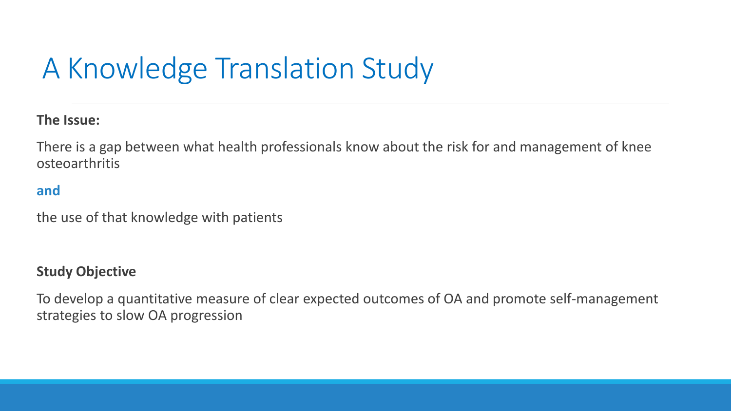# A Knowledge Translation Study

**The Issue:**

There is a gap between what health professionals know about the risk for and management of knee osteoarthritis

**and**

the use of that knowledge with patients

**Study Objective**

To develop a quantitative measure of clear expected outcomes of OA and promote self-management strategies to slow OA progression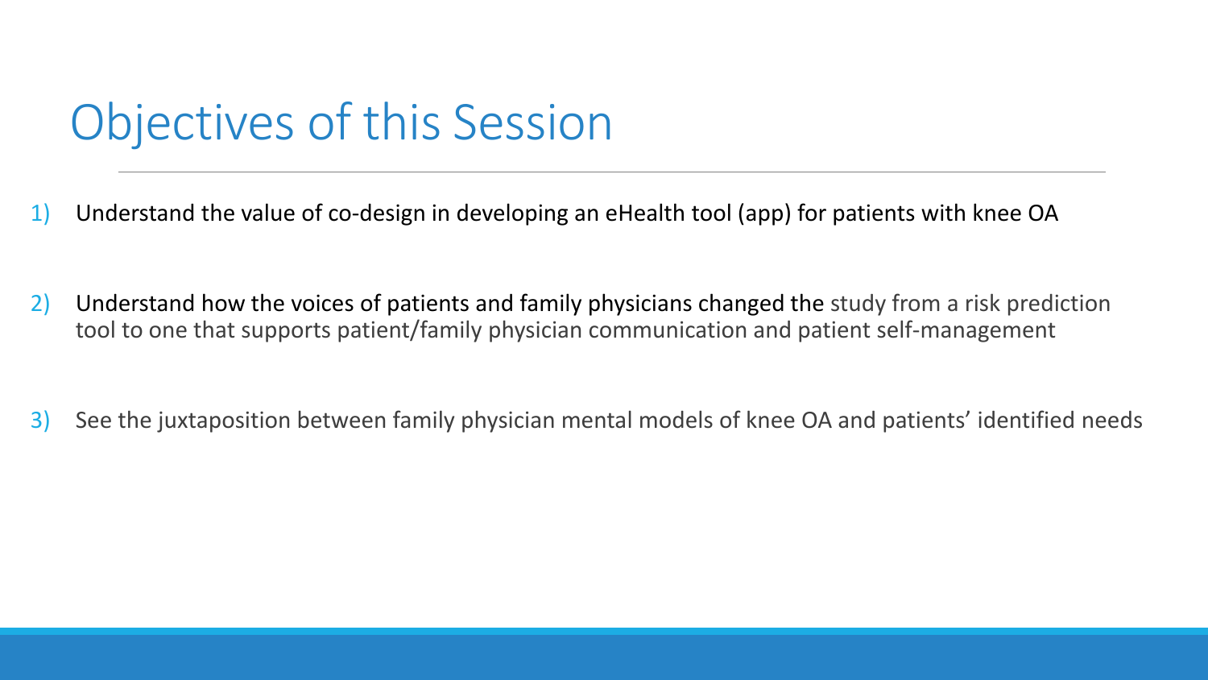# Objectives of this Session

1) Understand the value of co-design in developing an eHealth tool (app) for patients with knee OA

2) Understand how the voices of patients and family physicians changed the study from a risk prediction tool to one that supports patient/family physician communication and patient self-management

3) See the juxtaposition between family physician mental models of knee OA and patients' identified needs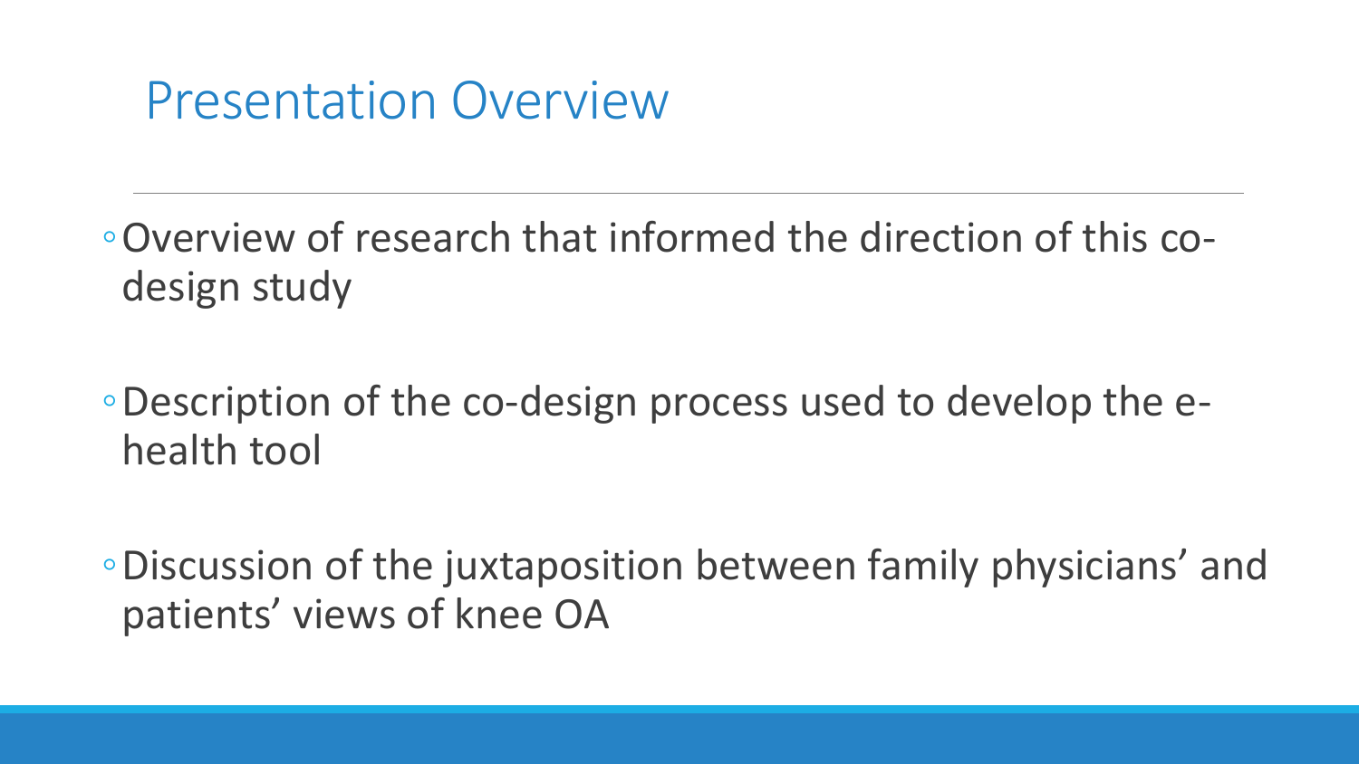# Presentation Overview

- Overview of research that informed the direction of this co-design study
- Description of the co-design process used to develop the e-health tool
- Discussion of the juxtaposition between family physicians' and patients' views of knee OA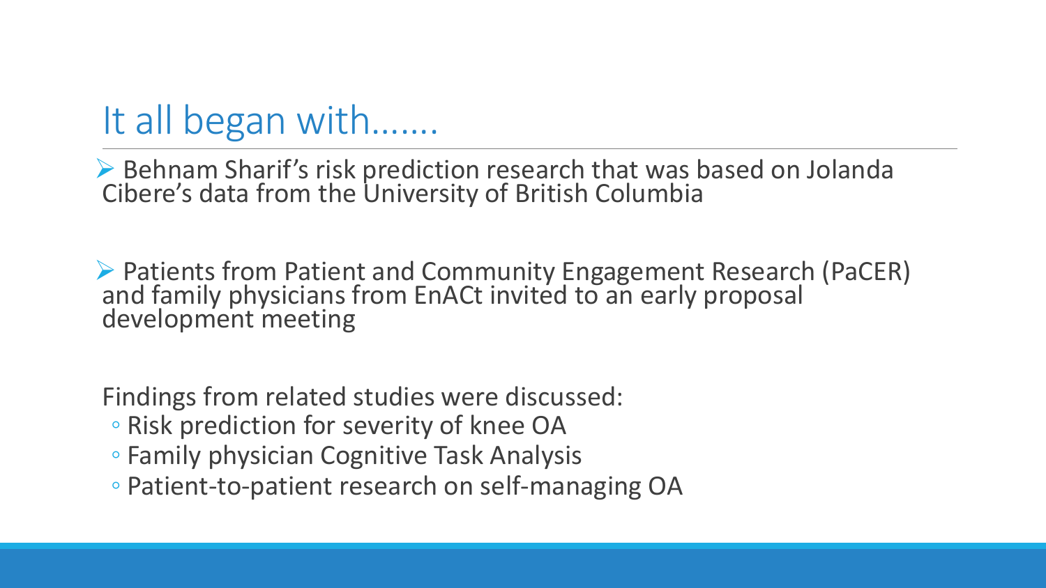# It all began with.......

- Behnam Sharif's risk prediction research that was based on Jolanda Cibere's data from the University of British Columbia

- Patients from Patient and Community Engagement Research (PaCER) and family physicians from EnACt invited to an early proposal development meeting

Findings from related studies were discussed:

- Risk prediction for severity of knee OA
- Family physician Cognitive Task Analysis
- Patient-to-patient research on self-managing OA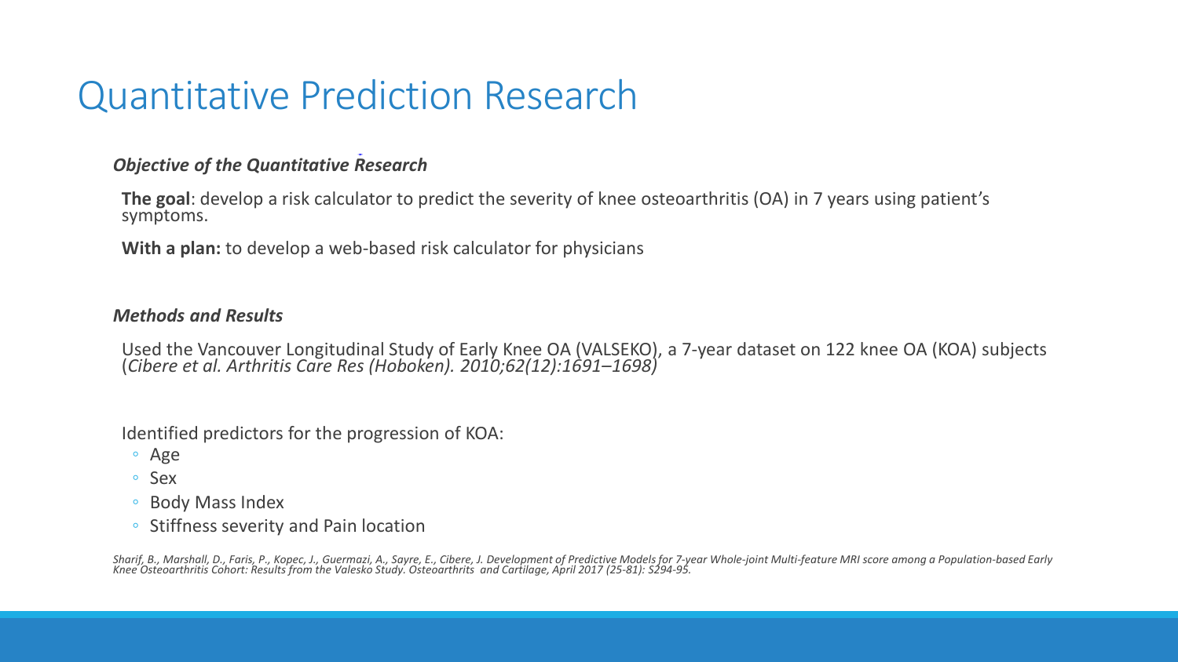# Quantitative Prediction Research

***Objective of the Quantitative Research***

**The goal**: develop a risk calculator to predict the severity of knee osteoarthritis (OA) in 7 years using patient's symptoms.

**With a plan:** to develop a web-based risk calculator for physicians

***Methods and Results***

Used the Vancouver Longitudinal Study of Early Knee OA (VALSEKO), a 7-year dataset on 122 knee OA (KOA) subjects (*Cibere et al. Arthritis Care Res (Hoboken). 2010;62(12):1691–1698)*

Identified predictors for the progression of KOA:

- Age
- Sex
- Body Mass Index
- Stiffness severity and Pain location

*Sharif, B., Marshall, D., Faris, P., Kopec, J., Guermazi, A., Sayre, E., Cibere, J. Development of Predictive Models for 7-year Whole-joint Multi-feature MRI score among a Population-based Early Knee Osteoarthritis Cohort: Results from the Valesko Study. Osteoarthrits and Cartilage, April 2017 (25-81): S294-95.*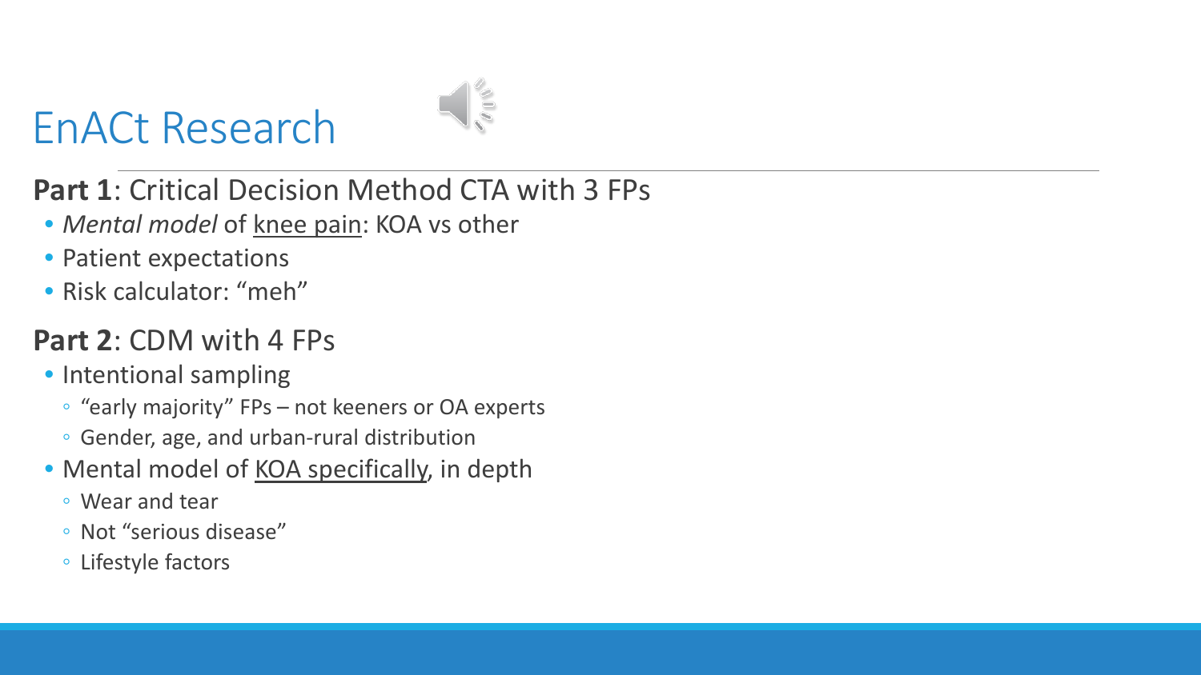# EnACt Research

**Part 1**: Critical Decision Method CTA with 3 FPs

- *Mental model* of <u>knee pain</u>: KOA vs other
- Patient expectations
- Risk calculator: “meh”

**Part 2**: CDM with 4 FPs

- Intentional sampling
  - “early majority” FPs – not keeners or OA experts
  - Gender, age, and urban-rural distribution
- Mental model of <u>KOA specifically</u>, in depth
  - Wear and tear
  - Not “serious disease”
  - Lifestyle factors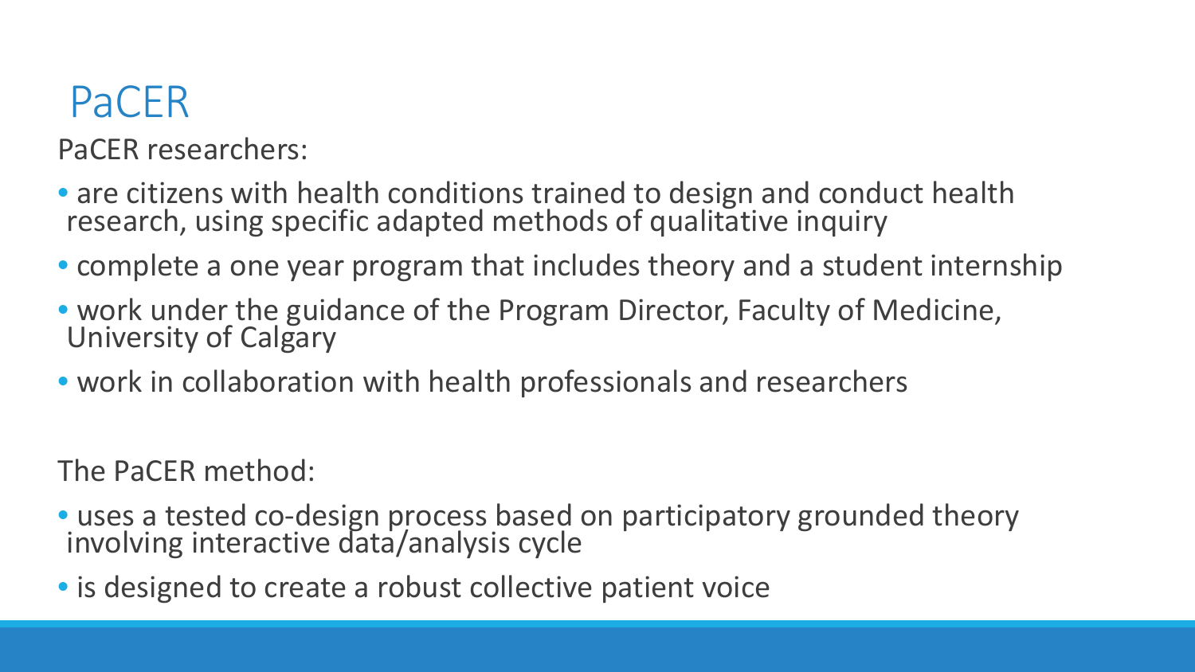# PaCER

PaCER researchers:

- are citizens with health conditions trained to design and conduct health research, using specific adapted methods of qualitative inquiry
- complete a one year program that includes theory and a student internship
- work under the guidance of the Program Director, Faculty of Medicine, University of Calgary
- work in collaboration with health professionals and researchers

The PaCER method:

- uses a tested co-design process based on participatory grounded theory involving interactive data/analysis cycle
- is designed to create a robust collective patient voice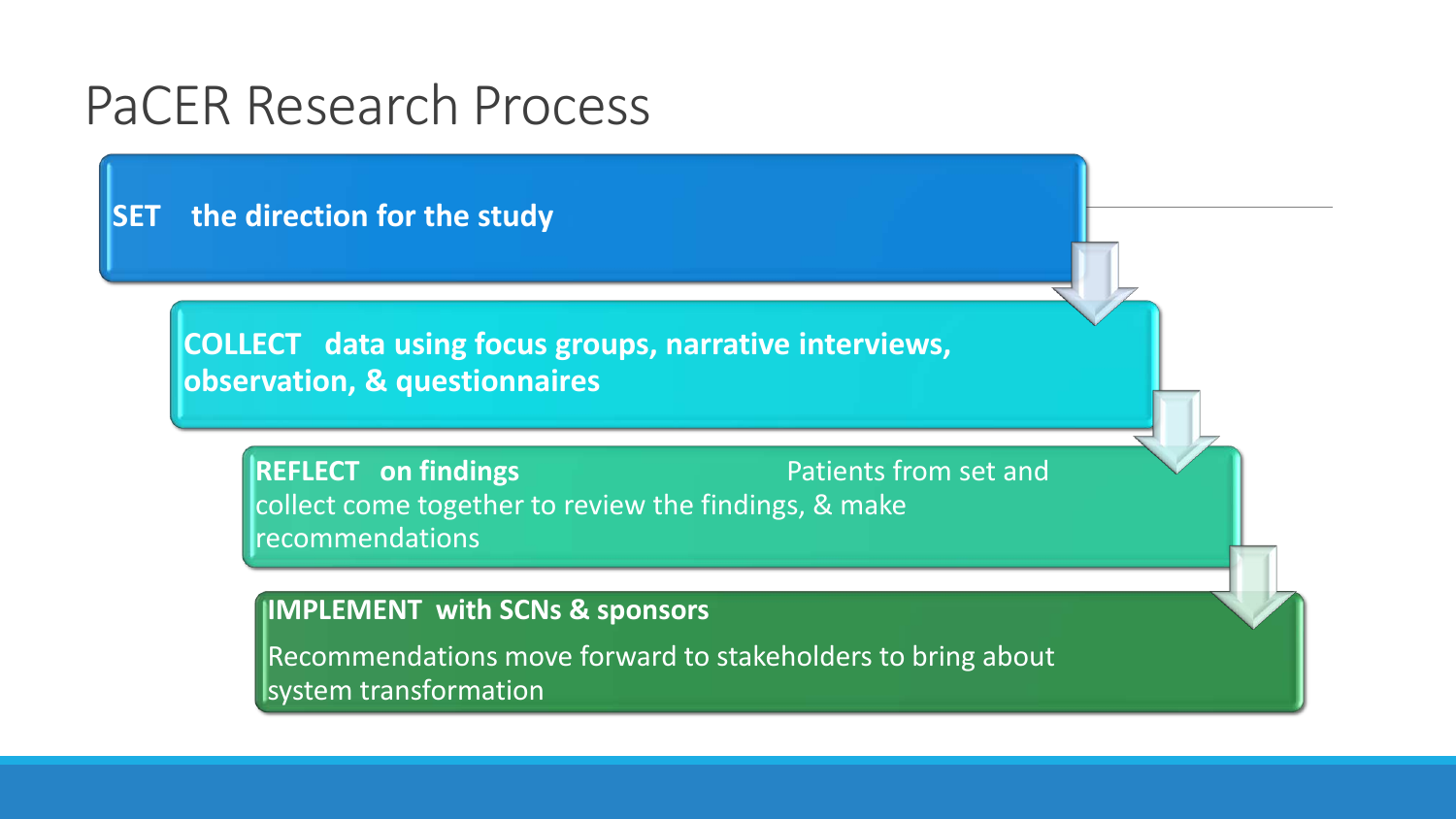# PaCER Research Process

**SET** **the direction for the study**

**COLLECT** **data using focus groups, narrative interviews, observation, & questionnaires**

**REFLECT** **on findings** Patients from set and collect come together to review the findings, & make recommendations

**IMPLEMENT** **with SCNs & sponsors**

Recommendations move forward to stakeholders to bring about system transformation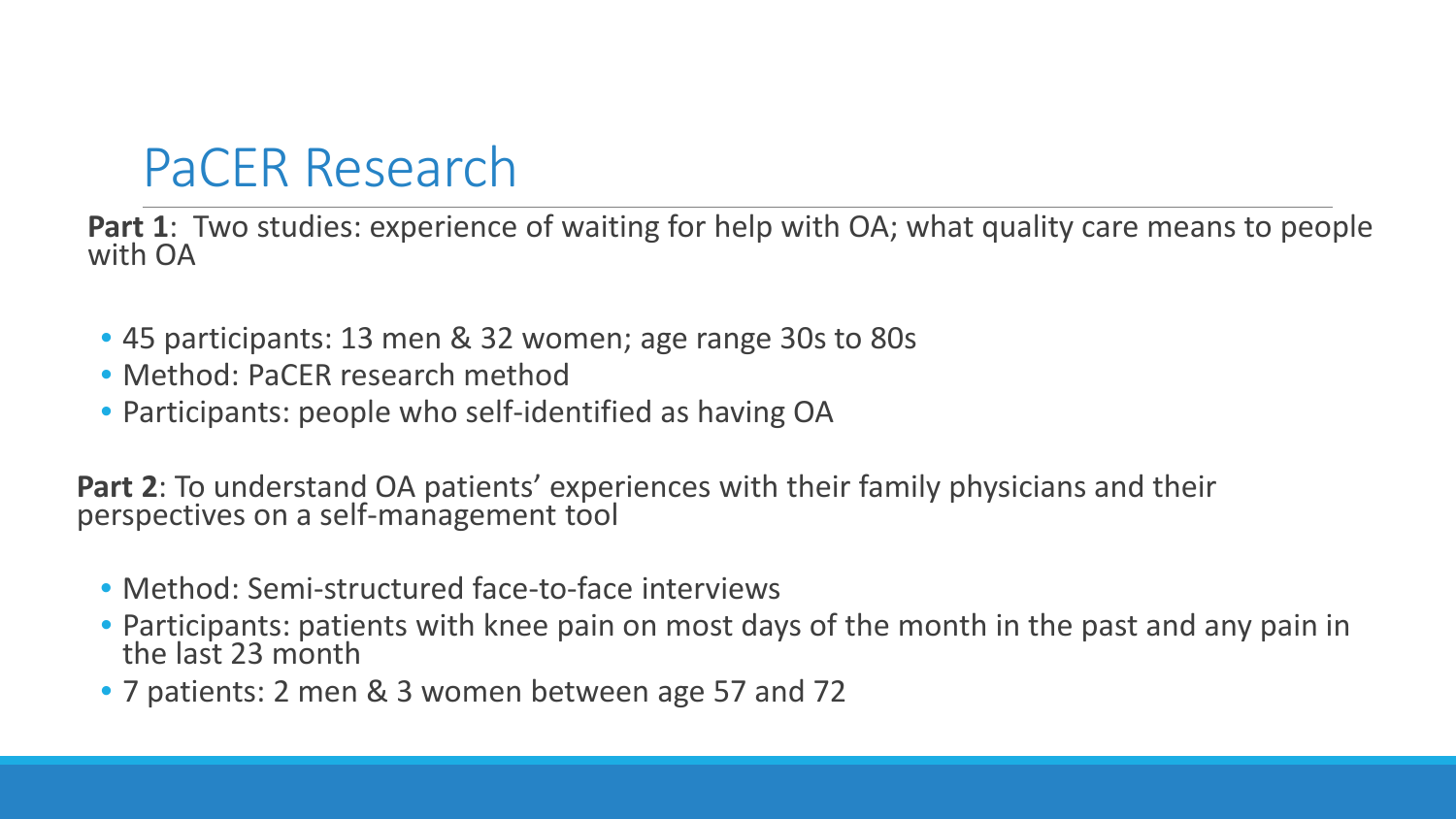# PaCER Research

**Part 1**: Two studies: experience of waiting for help with OA; what quality care means to people with OA

- 45 participants: 13 men & 32 women; age range 30s to 80s
- Method: PaCER research method
- Participants: people who self-identified as having OA

**Part 2**: To understand OA patients' experiences with their family physicians and their perspectives on a self-management tool

- Method: Semi-structured face-to-face interviews
- Participants: patients with knee pain on most days of the month in the past and any pain in the last 23 month
- 7 patients: 2 men & 3 women between age 57 and 72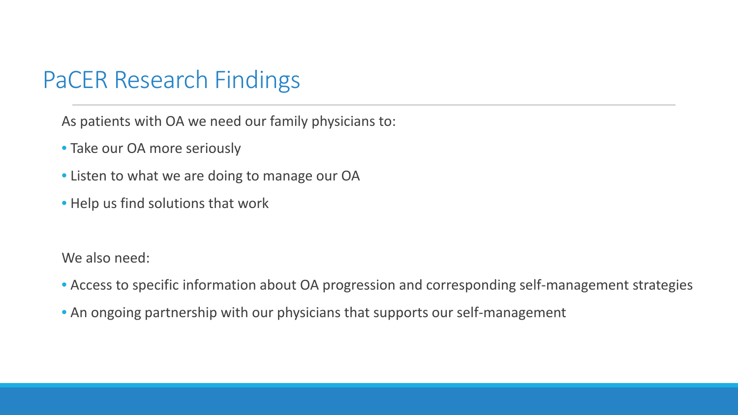# PaCER Research Findings

As patients with OA we need our family physicians to:

- Take our OA more seriously
- Listen to what we are doing to manage our OA
- Help us find solutions that work

We also need:

- Access to specific information about OA progression and corresponding self-management strategies
- An ongoing partnership with our physicians that supports our self-management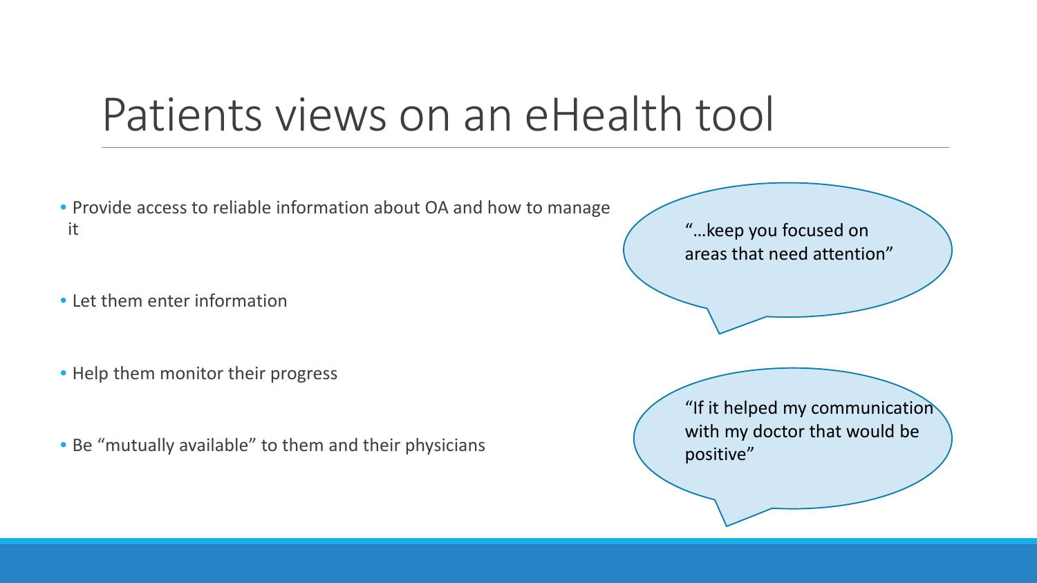# Patients views on an eHealth tool

- Provide access to reliable information about OA and how to manage it
- Let them enter information
- Help them monitor their progress
- Be "mutually available" to them and their physicians

"…keep you focused on areas that need attention"

"If it helped my communication with my doctor that would be positive"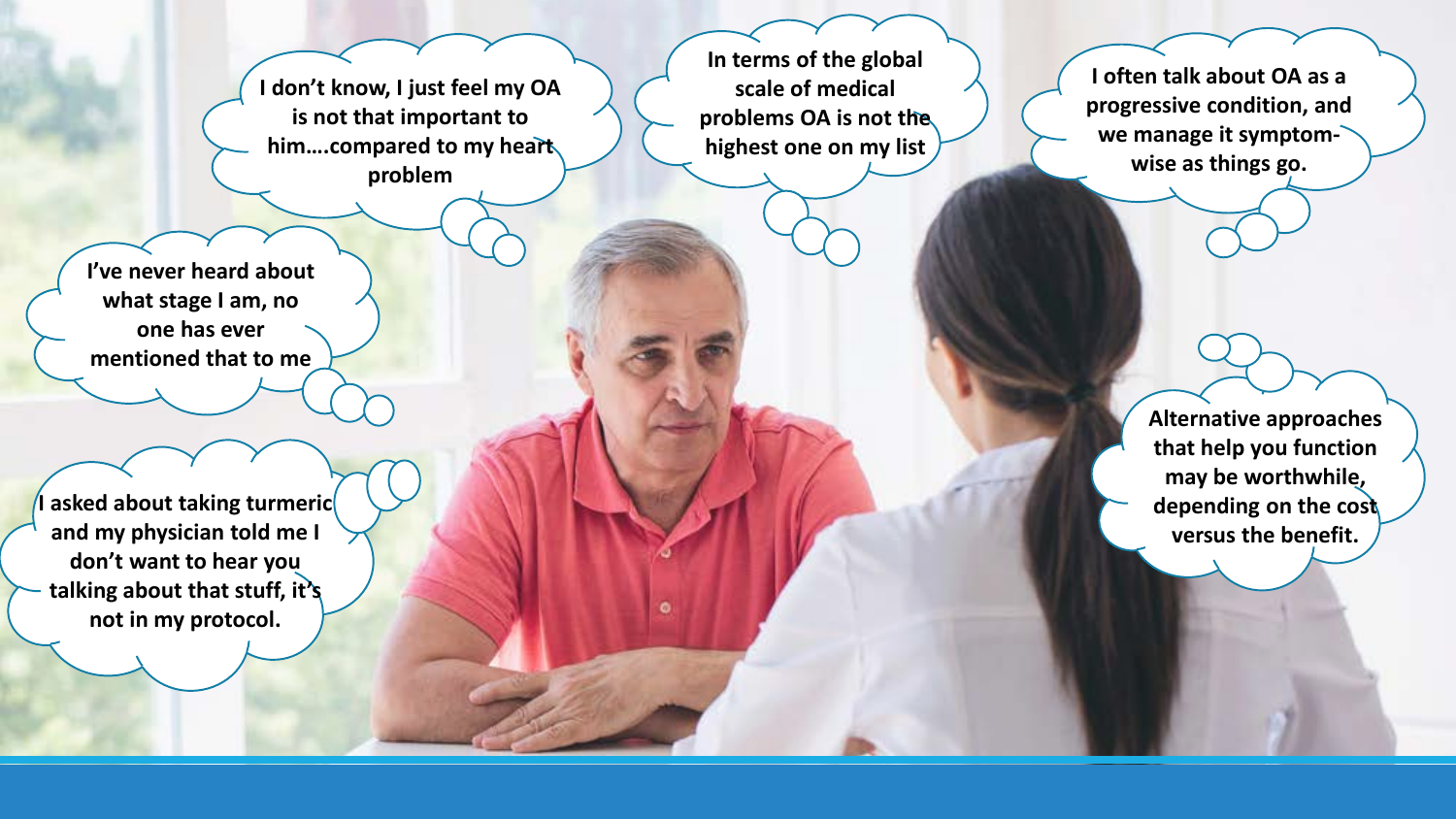I don't know, I just feel my OA is not that important to him….compared to my heart problem

In terms of the global scale of medical problems OA is not the highest one on my list

I often talk about OA as a progressive condition, and we manage it symptom-wise as things go.

I've never heard about what stage I am, no one has ever mentioned that to me

Alternative approaches that help you function may be worthwhile, depending on the cost versus the benefit.

I asked about taking turmeric and my physician told me I don't want to hear you talking about that stuff, it's not in my protocol.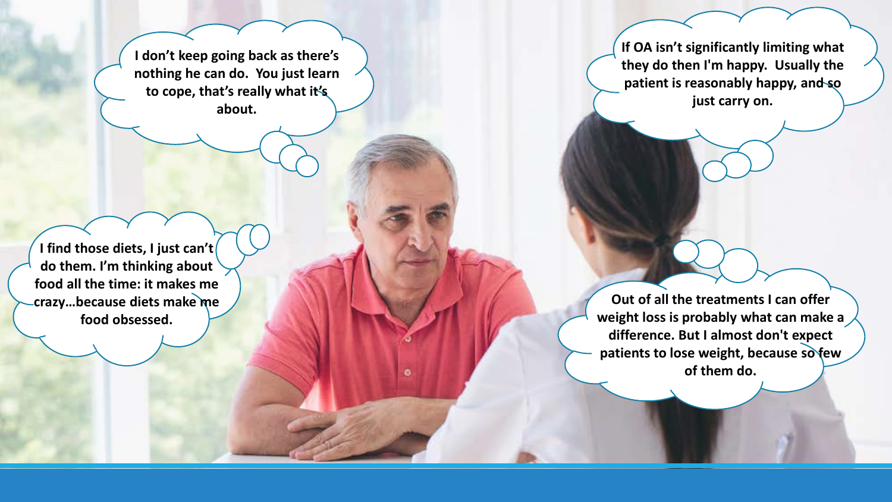I don't keep going back as there's nothing he can do. You just learn to cope, that's really what it's about.

If OA isn't significantly limiting what they do then I'm happy. Usually the patient is reasonably happy, and so just carry on.

I find those diets, I just can't do them. I'm thinking about food all the time: it makes me crazy…because diets make me food obsessed.

Out of all the treatments I can offer weight loss is probably what can make a difference. But I almost don't expect patients to lose weight, because so few of them do.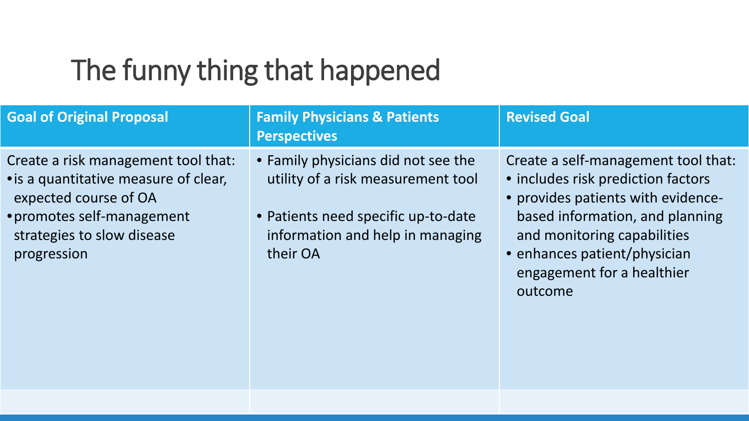# The funny thing that happened

| Goal of Original Proposal | Family Physicians & Patients Perspectives | Revised Goal |
| --- | --- | --- |
| Create a risk management tool that:<br>• is a quantitative measure of clear, expected course of OA<br>• promotes self-management strategies to slow disease progression | • Family physicians did not see the utility of a risk measurement tool<br><br>• Patients need specific up-to-date information and help in managing their OA | Create a self-management tool that:<br>• includes risk prediction factors<br>• provides patients with evidence-based information, and planning and monitoring capabilities<br>• enhances patient/physician engagement for a healthier outcome |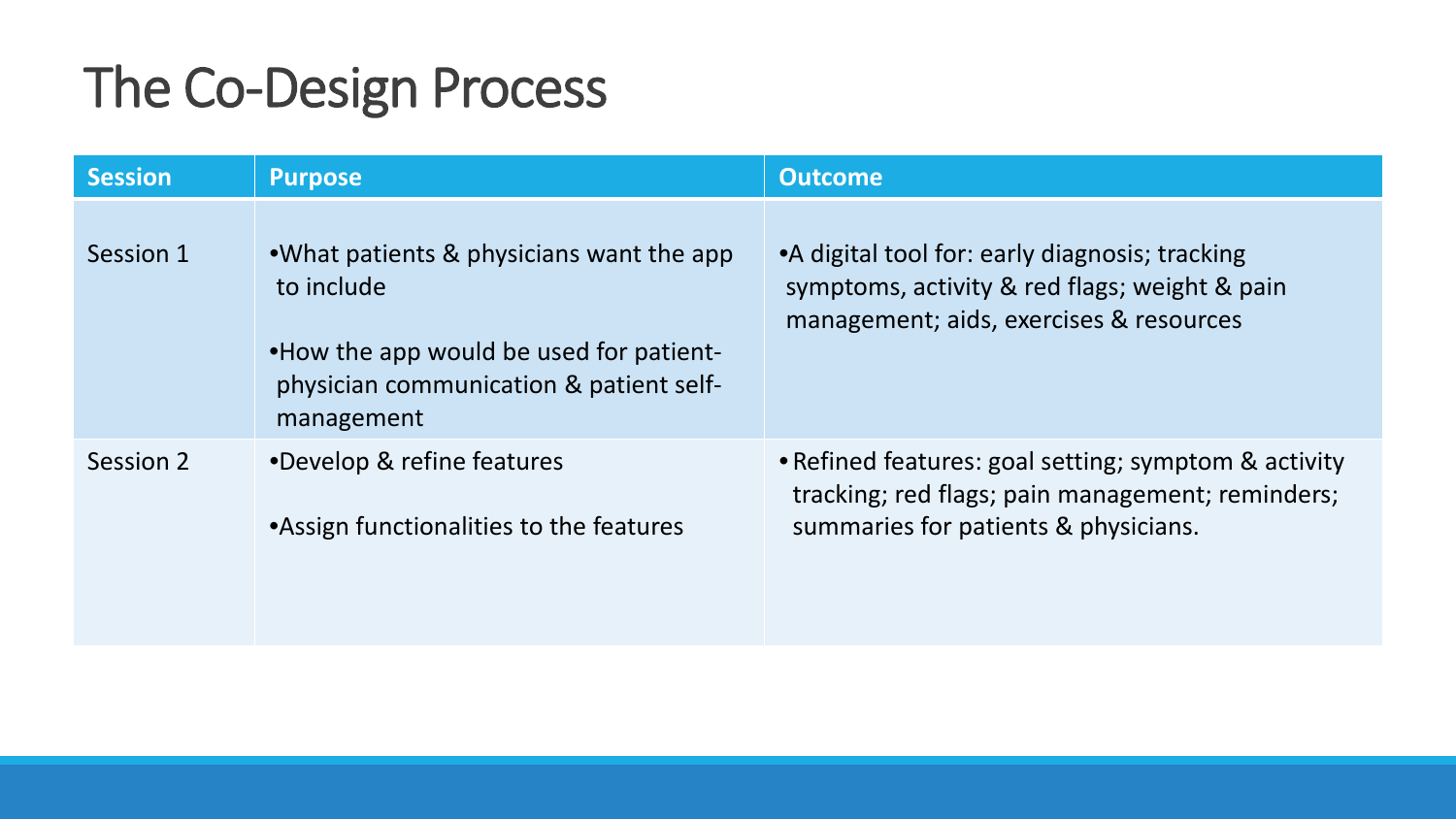# The Co-Design Process

| Session | Purpose | Outcome |
| --- | --- | --- |
| Session 1 | •What patients & physicians want the app to include<br><br>•How the app would be used for patient-physician communication & patient self-management | •A digital tool for: early diagnosis; tracking symptoms, activity & red flags; weight & pain management; aids, exercises & resources |
| Session 2 | •Develop & refine features<br><br>•Assign functionalities to the features | • Refined features: goal setting; symptom & activity tracking; red flags; pain management; reminders; summaries for patients & physicians. |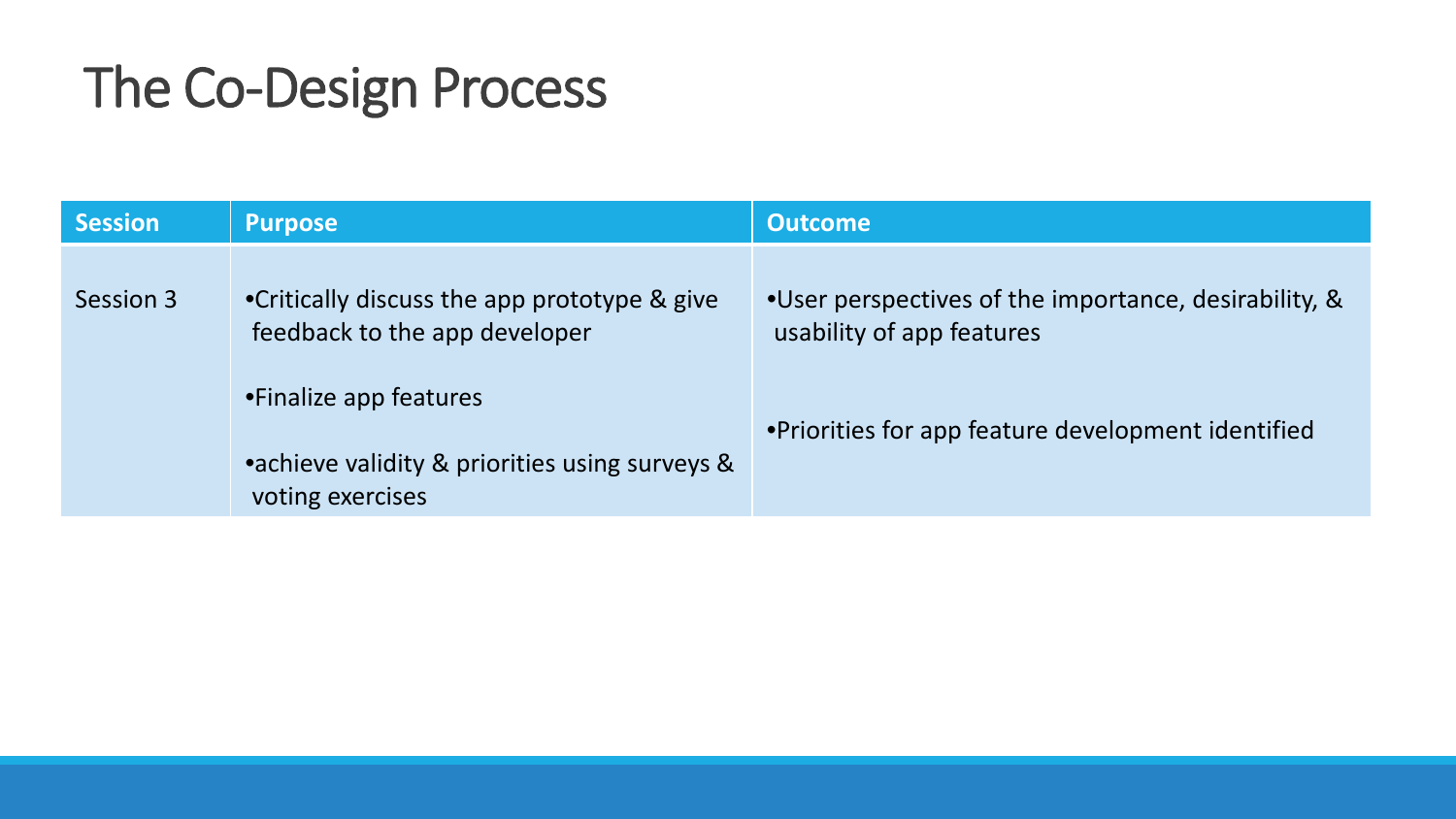# The Co-Design Process

| Session | Purpose | Outcome |
| --- | --- | --- |
| Session 3 | •Critically discuss the app prototype & give feedback to the app developer<br>•Finalize app features<br>•achieve validity & priorities using surveys & voting exercises | •User perspectives of the importance, desirability, & usability of app features<br>•Priorities for app feature development identified |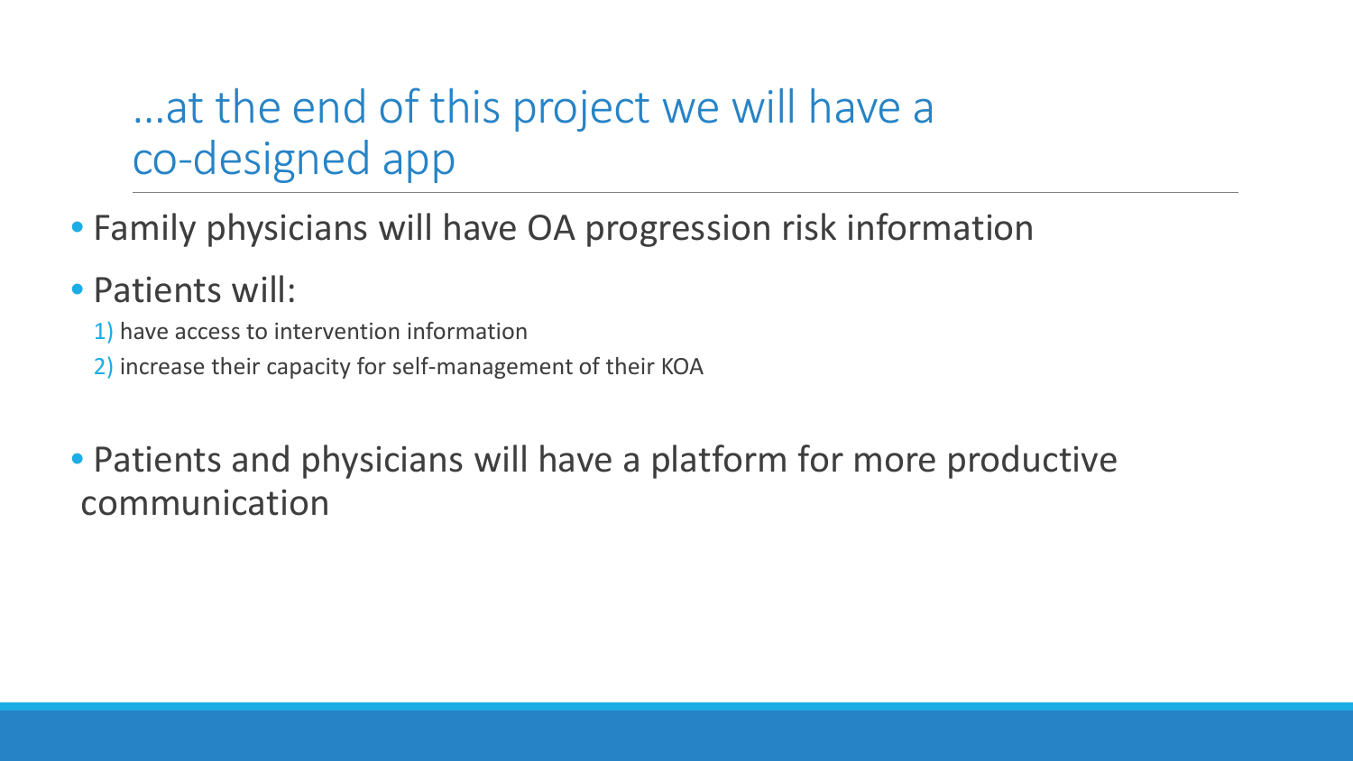# …at the end of this project we will have a co-designed app

- Family physicians will have OA progression risk information
- Patients will:
  1) have access to intervention information
  2) increase their capacity for self-management of their KOA
- Patients and physicians will have a platform for more productive communication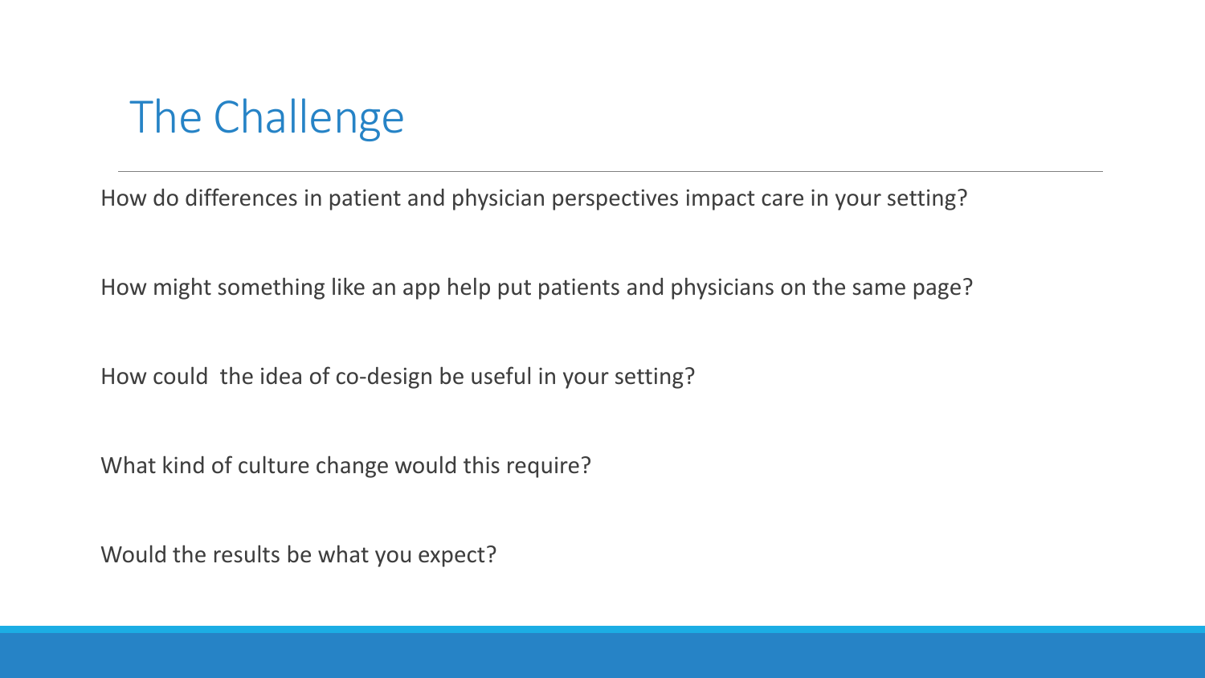# The Challenge

How do differences in patient and physician perspectives impact care in your setting?

How might something like an app help put patients and physicians on the same page?

How could  the idea of co-design be useful in your setting?

What kind of culture change would this require?

Would the results be what you expect?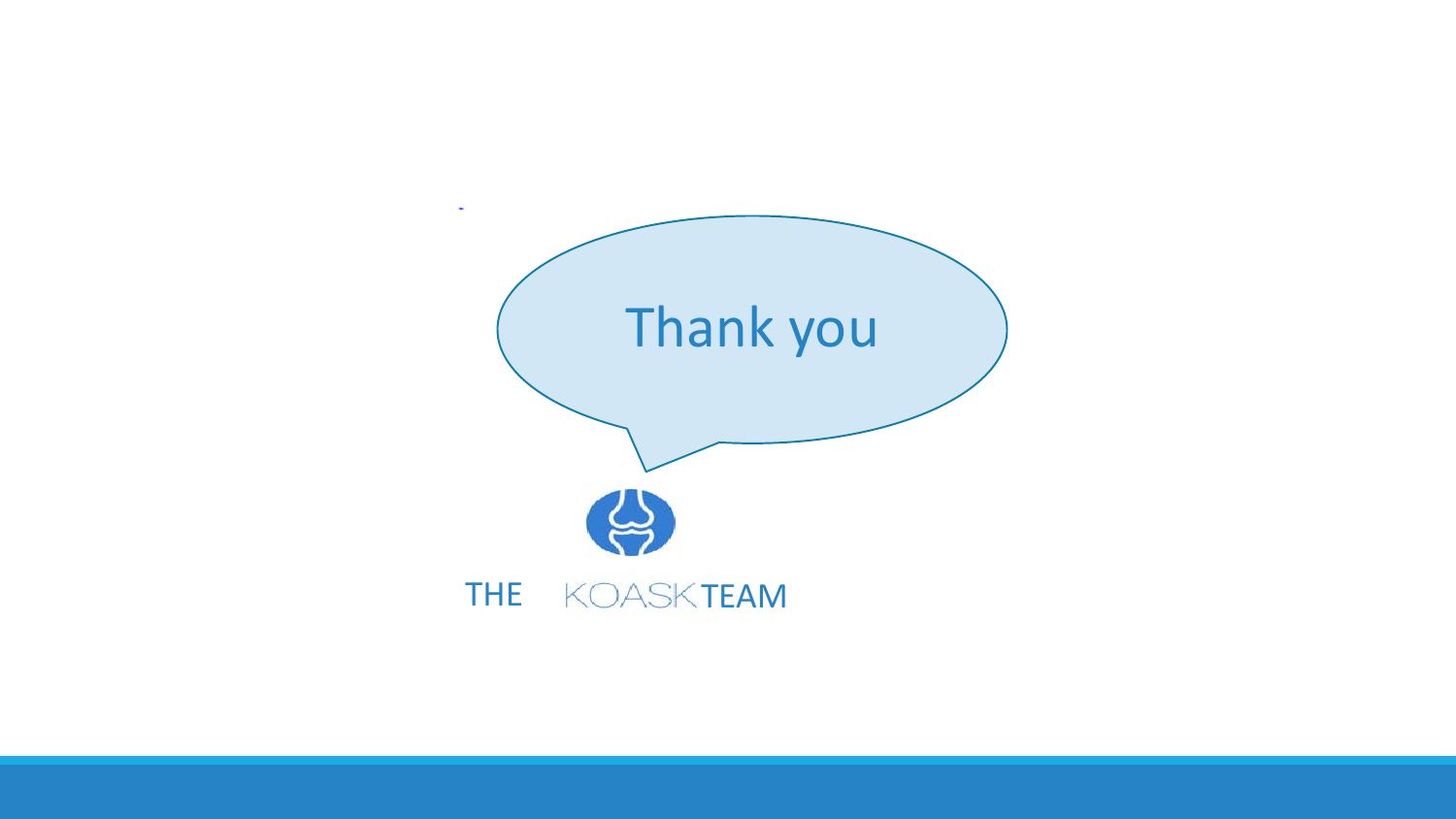Thank you

THE KOASK TEAM